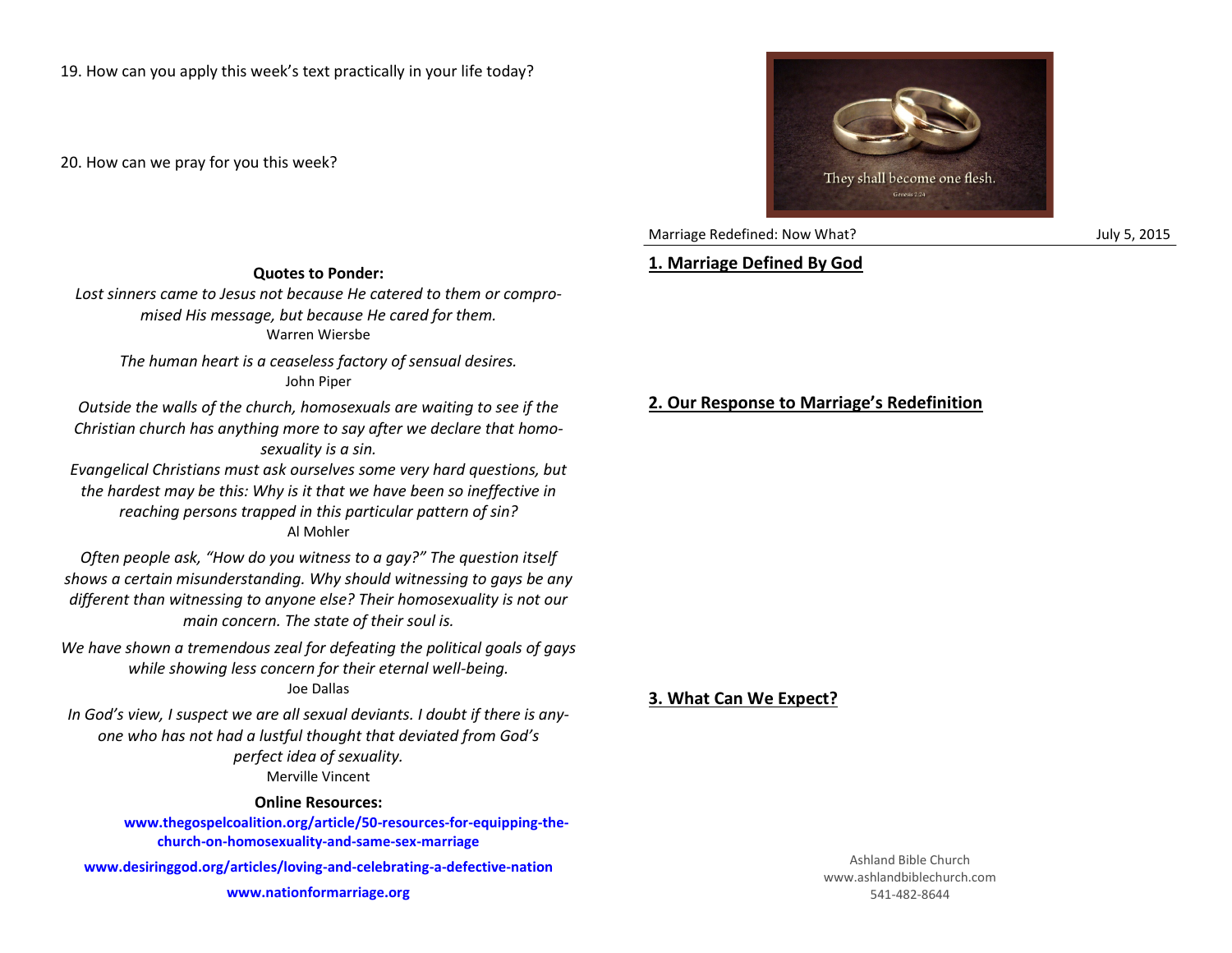19. How can you apply this week's text practically in your life today?

20. How can we pray for you this week?

**Quotes to Ponder:**

*Lost sinners came to Jesus not because He catered to them or compromised His message, but because He cared for them.*
Warren Wiersbe

*The human heart is a ceaseless factory of sensual desires.*
John Piper

*Outside the walls of the church, homosexuals are waiting to see if the Christian church has anything more to say after we declare that homosexuality is a sin.*
*Evangelical Christians must ask ourselves some very hard questions, but the hardest may be this: Why is it that we have been so ineffective in reaching persons trapped in this particular pattern of sin?*
Al Mohler

*Often people ask, "How do you witness to a gay?" The question itself shows a certain misunderstanding. Why should witnessing to gays be any different than witnessing to anyone else? Their homosexuality is not our main concern. The state of their soul is.*

*We have shown a tremendous zeal for defeating the political goals of gays while showing less concern for their eternal well-being.*
Joe Dallas

*In God's view, I suspect we are all sexual deviants. I doubt if there is anyone who has not had a lustful thought that deviated from God's perfect idea of sexuality.*
Merville Vincent

**Online Resources:**

**www.thegospelcoalition.org/article/50-resources-for-equipping-the-church-on-homosexuality-and-same-sex-marriage**

**www.desiringgod.org/articles/loving-and-celebrating-a-defective-nation**

**www.nationformarriage.org**

They shall become one flesh.
Genesis 2:24

Marriage Redefined: Now What? — July 5, 2015

## 1. Marriage Defined By God

## 2. Our Response to Marriage's Redefinition

## 3. What Can We Expect?

Ashland Bible Church
www.ashlandbiblechurch.com
541-482-8644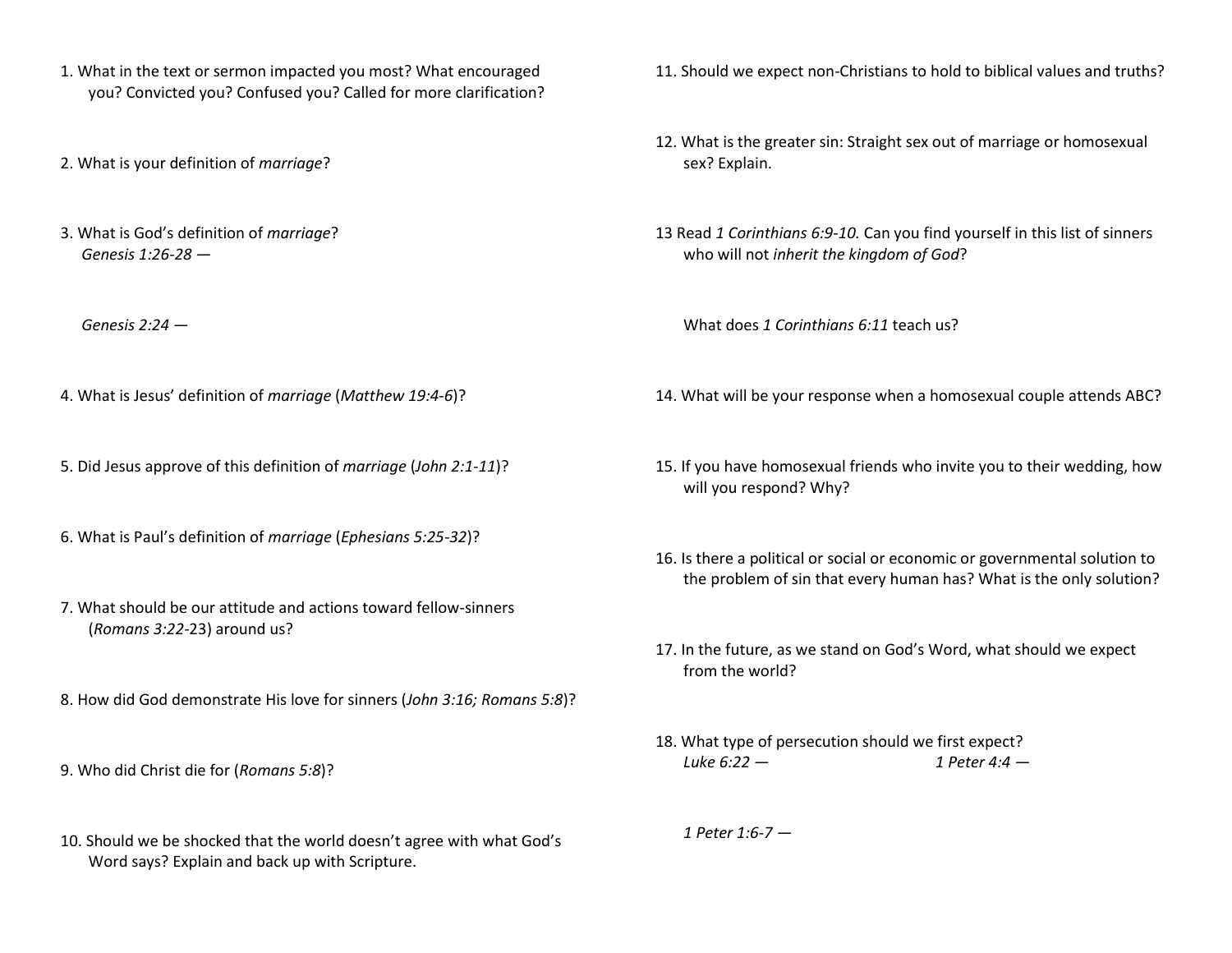1. What in the text or sermon impacted you most? What encouraged you? Convicted you? Confused you? Called for more clarification?

2. What is your definition of *marriage*?

3. What is God's definition of *marriage*?
   *Genesis 1:26-28 —*

   *Genesis 2:24 —*

4. What is Jesus' definition of *marriage* (*Matthew 19:4-6*)?

5. Did Jesus approve of this definition of *marriage* (*John 2:1-11*)?

6. What is Paul's definition of *marriage* (*Ephesians 5:25-32*)?

7. What should be our attitude and actions toward fellow-sinners (*Romans 3:22*-23) around us?

8. How did God demonstrate His love for sinners (*John 3:16; Romans 5:8*)?

9. Who did Christ die for (*Romans 5:8*)?

10. Should we be shocked that the world doesn't agree with what God's Word says? Explain and back up with Scripture.

11. Should we expect non-Christians to hold to biblical values and truths?

12. What is the greater sin: Straight sex out of marriage or homosexual sex? Explain.

13 Read *1 Corinthians 6:9-10.* Can you find yourself in this list of sinners who will not *inherit the kingdom of God*?

   What does *1 Corinthians 6:11* teach us?

14. What will be your response when a homosexual couple attends ABC?

15. If you have homosexual friends who invite you to their wedding, how will you respond? Why?

16. Is there a political or social or economic or governmental solution to the problem of sin that every human has? What is the only solution?

17. In the future, as we stand on God's Word, what should we expect from the world?

18. What type of persecution should we first expect?
   *Luke 6:22 —*
   *1 Peter 4:4 —*

   *1 Peter 1:6-7 —*